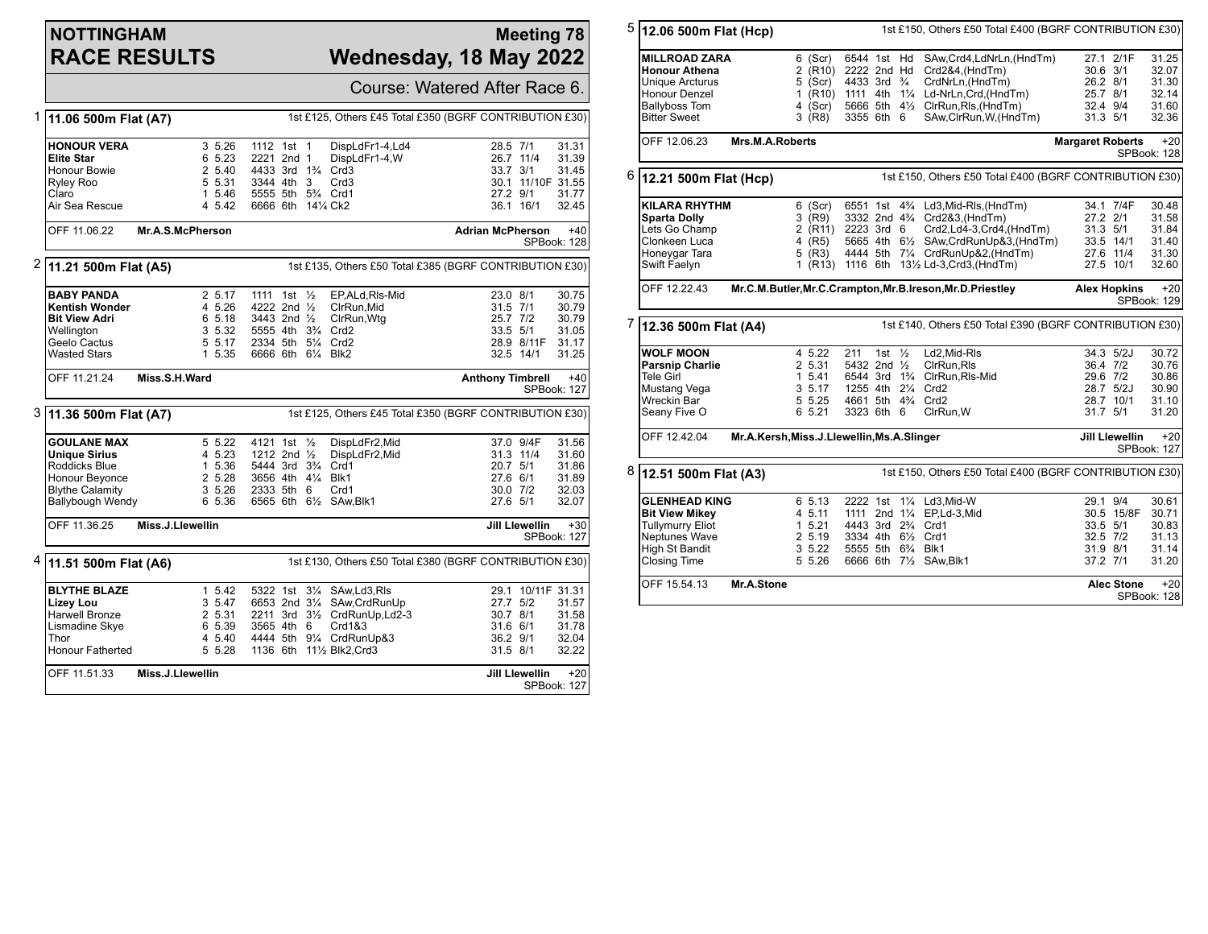# NOTTINGHAM RACE RESULTS

## Meeting 78 — Wednesday, 18 May 2022

Course: Watered After Race 6.

### 1 — 11.06 500m Flat (A7)

1st £125, Others £45 Total £350 (BGRF CONTRIBUTION £30)

| Greyhound | Trap | Weight | Sectionals | Pos | Dist | Remarks | Wt | SP | Time |
|---|---|---|---|---|---|---|---|---|---|
| **HONOUR VERA** | 3 | 5.26 | 1112 | 1st | 1 | DispLdFr1-4,Ld4 | 28.5 | 7/1 | 31.31 |
| **Elite Star** | 6 | 5.23 | 2221 | 2nd | 1 | DispLdFr1-4,W | 26.7 | 11/4 | 31.39 |
| Honour Bowie | 2 | 5.40 | 4433 | 3rd | 1¾ | Crd3 | 33.7 | 3/1 | 31.45 |
| Ryley Roo | 5 | 5.31 | 3344 | 4th | 3 | Crd3 | 30.1 | 11/10F | 31.55 |
| Claro | 1 | 5.46 | 5555 | 5th | 5¾ | Crd1 | 27.2 | 9/1 | 31.77 |
| Air Sea Rescue | 4 | 5.42 | 6666 | 6th | 14¼ | Ck2 | 36.1 | 16/1 | 32.45 |

OFF 11.06.22 — Mr.A.S.McPherson — Adrian McPherson +40 — SPBook: 128

### 2 — 11.21 500m Flat (A5)

1st £135, Others £50 Total £385 (BGRF CONTRIBUTION £30)

| Greyhound | Trap | Weight | Sectionals | Pos | Dist | Remarks | Wt | SP | Time |
|---|---|---|---|---|---|---|---|---|---|
| **BABY PANDA** | 2 | 5.17 | 1111 | 1st | ½ | EP,ALd,Rls-Mid | 23.0 | 8/1 | 30.75 |
| **Kentish Wonder** | 4 | 5.26 | 4222 | 2nd | ½ | ClrRun,Mid | 31.5 | 7/1 | 30.79 |
| **Bit View Adri** | 6 | 5.18 | 3443 | 2nd | ½ | ClrRun,Wtg | 25.7 | 7/2 | 30.79 |
| Wellington | 3 | 5.32 | 5555 | 4th | 3¾ | Crd2 | 33.5 | 5/1 | 31.05 |
| Geelo Cactus | 5 | 5.17 | 2334 | 5th | 5¼ | Crd2 | 28.9 | 8/11F | 31.17 |
| Wasted Stars | 1 | 5.35 | 6666 | 6th | 6¼ | Blk2 | 32.5 | 14/1 | 31.25 |

OFF 11.21.24 — Miss.S.H.Ward — Anthony Timbrell +40 — SPBook: 127

### 3 — 11.36 500m Flat (A7)

1st £125, Others £45 Total £350 (BGRF CONTRIBUTION £30)

| Greyhound | Trap | Weight | Sectionals | Pos | Dist | Remarks | Wt | SP | Time |
|---|---|---|---|---|---|---|---|---|---|
| **GOULANE MAX** | 5 | 5.22 | 4121 | 1st | ½ | DispLdFr2,Mid | 37.0 | 9/4F | 31.56 |
| **Unique Sirius** | 4 | 5.23 | 1212 | 2nd | ½ | DispLdFr2,Mid | 31.3 | 11/4 | 31.60 |
| Roddicks Blue | 1 | 5.36 | 5444 | 3rd | 3¾ | Crd1 | 20.7 | 5/1 | 31.86 |
| Honour Beyonce | 2 | 5.28 | 3656 | 4th | 4¼ | Blk1 | 27.6 | 6/1 | 31.89 |
| Blythe Calamity | 3 | 5.26 | 2333 | 5th | 6 | Crd1 | 30.0 | 7/2 | 32.03 |
| Ballybough Wendy | 6 | 5.36 | 6565 | 6th | 6½ | SAw,Blk1 | 27.6 | 5/1 | 32.07 |

OFF 11.36.25 — Miss.J.Llewellin — Jill Llewellin +30 — SPBook: 127

### 4 — 11.51 500m Flat (A6)

1st £130, Others £50 Total £380 (BGRF CONTRIBUTION £30)

| Greyhound | Trap | Weight | Sectionals | Pos | Dist | Remarks | Wt | SP | Time |
|---|---|---|---|---|---|---|---|---|---|
| **BLYTHE BLAZE** | 1 | 5.42 | 5322 | 1st | 3¼ | SAw,Ld3,Rls | 29.1 | 10/11F | 31.31 |
| **Lizey Lou** | 3 | 5.47 | 6653 | 2nd | 3¼ | SAw,CrdRunUp | 27.7 | 5/2 | 31.57 |
| Harwell Bronze | 2 | 5.31 | 2211 | 3rd | 3½ | CrdRunUp,Ld2-3 | 30.7 | 8/1 | 31.58 |
| Lismadine Skye | 6 | 5.39 | 3565 | 4th | 6 | Crd1&3 | 31.6 | 6/1 | 31.78 |
| Thor | 4 | 5.40 | 4444 | 5th | 9¼ | CrdRunUp&3 | 36.2 | 9/1 | 32.04 |
| Honour Fatherted | 5 | 5.28 | 1136 | 6th | 11½ | Blk2,Crd3 | 31.5 | 8/1 | 32.22 |

OFF 11.51.33 — Miss.J.Llewellin — Jill Llewellin +20 — SPBook: 127

### 5 — 12.06 500m Flat (Hcp)

1st £150, Others £50 Total £400 (BGRF CONTRIBUTION £30)

| Greyhound | Trap | Hcp | Sectionals | Pos | Dist | Remarks | Wt | SP | Time |
|---|---|---|---|---|---|---|---|---|---|
| **MILLROAD ZARA** | 6 | (Scr) | 6544 | 1st | Hd | SAw,Crd4,LdNrLn,(HndTm) | 27.1 | 2/1F | 31.25 |
| **Honour Athena** | 2 | (R10) | 2222 | 2nd | Hd | Crd2&4,(HndTm) | 30.6 | 3/1 | 32.07 |
| Unique Arcturus | 5 | (Scr) | 4433 | 3rd | ¾ | CrdNrLn,(HndTm) | 26.2 | 8/1 | 31.30 |
| Honour Denzel | 1 | (R10) | 1111 | 4th | 1¼ | Ld-NrLn,Crd,(HndTm) | 25.7 | 8/1 | 32.14 |
| Ballyboss Tom | 4 | (Scr) | 5666 | 5th | 4½ | ClrRun,Rls,(HndTm) | 32.4 | 9/4 | 31.60 |
| Bitter Sweet | 3 | (R8) | 3355 | 6th | 6 | SAw,ClrRun,W,(HndTm) | 31.3 | 5/1 | 32.36 |

OFF 12.06.23 — Mrs.M.A.Roberts — Margaret Roberts +20 — SPBook: 128

### 6 — 12.21 500m Flat (Hcp)

1st £150, Others £50 Total £400 (BGRF CONTRIBUTION £30)

| Greyhound | Trap | Hcp | Sectionals | Pos | Dist | Remarks | Wt | SP | Time |
|---|---|---|---|---|---|---|---|---|---|
| **KILARA RHYTHM** | 6 | (Scr) | 6551 | 1st | 4¾ | Ld3,Mid-Rls,(HndTm) | 34.1 | 7/4F | 30.48 |
| **Sparta Dolly** | 3 | (R9) | 3332 | 2nd | 4¾ | Crd2&3,(HndTm) | 27.2 | 2/1 | 31.58 |
| Lets Go Champ | 2 | (R11) | 2223 | 3rd | 6 | Crd2,Ld4-3,Crd4,(HndTm) | 31.3 | 5/1 | 31.84 |
| Clonkeen Luca | 4 | (R5) | 5665 | 4th | 6½ | SAw,CrdRunUp&3,(HndTm) | 33.5 | 14/1 | 31.40 |
| Honeygar Tara | 5 | (R3) | 4444 | 5th | 7¼ | CrdRunUp&2,(HndTm) | 27.6 | 11/4 | 31.30 |
| Swift Faelyn | 1 | (R13) | 1116 | 6th | 13½ | Ld-3,Crd3,(HndTm) | 27.5 | 10/1 | 32.60 |

OFF 12.22.43 — Mr.C.M.Butler,Mr.C.Crampton,Mr.B.Ireson,Mr.D.Priestley — Alex Hopkins +20 — SPBook: 129

### 7 — 12.36 500m Flat (A4)

1st £140, Others £50 Total £390 (BGRF CONTRIBUTION £30)

| Greyhound | Trap | Weight | Sectionals | Pos | Dist | Remarks | Wt | SP | Time |
|---|---|---|---|---|---|---|---|---|---|
| **WOLF MOON** | 4 | 5.22 | 211 | 1st | ½ | Ld2,Mid-Rls | 34.3 | 5/2J | 30.72 |
| **Parsnip Charlie** | 2 | 5.31 | 5432 | 2nd | ½ | ClrRun,Rls | 36.4 | 7/2 | 30.76 |
| Tele Girl | 1 | 5.41 | 6544 | 3rd | 1¾ | ClrRun,Rls-Mid | 29.6 | 7/2 | 30.86 |
| Mustang Vega | 3 | 5.17 | 1255 | 4th | 2¼ | Crd2 | 28.7 | 5/2J | 30.90 |
| Wreckin Bar | 5 | 5.25 | 4661 | 5th | 4¾ | Crd2 | 28.7 | 10/1 | 31.10 |
| Seany Five O | 6 | 5.21 | 3323 | 6th | 6 | ClrRun,W | 31.7 | 5/1 | 31.20 |

OFF 12.42.04 — Mr.A.Kersh,Miss.J.Llewellin,Ms.A.Slinger — Jill Llewellin +20 — SPBook: 127

### 8 — 12.51 500m Flat (A3)

1st £150, Others £50 Total £400 (BGRF CONTRIBUTION £30)

| Greyhound | Trap | Weight | Sectionals | Pos | Dist | Remarks | Wt | SP | Time |
|---|---|---|---|---|---|---|---|---|---|
| **GLENHEAD KING** | 6 | 5.13 | 2222 | 1st | 1¼ | Ld3,Mid-W | 29.1 | 9/4 | 30.61 |
| **Bit View Mikey** | 4 | 5.11 | 1111 | 2nd | 1¼ | EP,Ld-3,Mid | 30.5 | 15/8F | 30.71 |
| Tullymurry Eliot | 1 | 5.21 | 4443 | 3rd | 2¾ | Crd1 | 33.5 | 5/1 | 30.83 |
| Neptunes Wave | 2 | 5.19 | 3334 | 4th | 6½ | Crd1 | 32.5 | 7/2 | 31.13 |
| High St Bandit | 3 | 5.22 | 5555 | 5th | 6¾ | Blk1 | 31.9 | 8/1 | 31.14 |
| Closing Time | 5 | 5.26 | 6666 | 6th | 7½ | SAw,Blk1 | 37.2 | 7/1 | 31.20 |

OFF 15.54.13 — Mr.A.Stone — Alec Stone +20 — SPBook: 128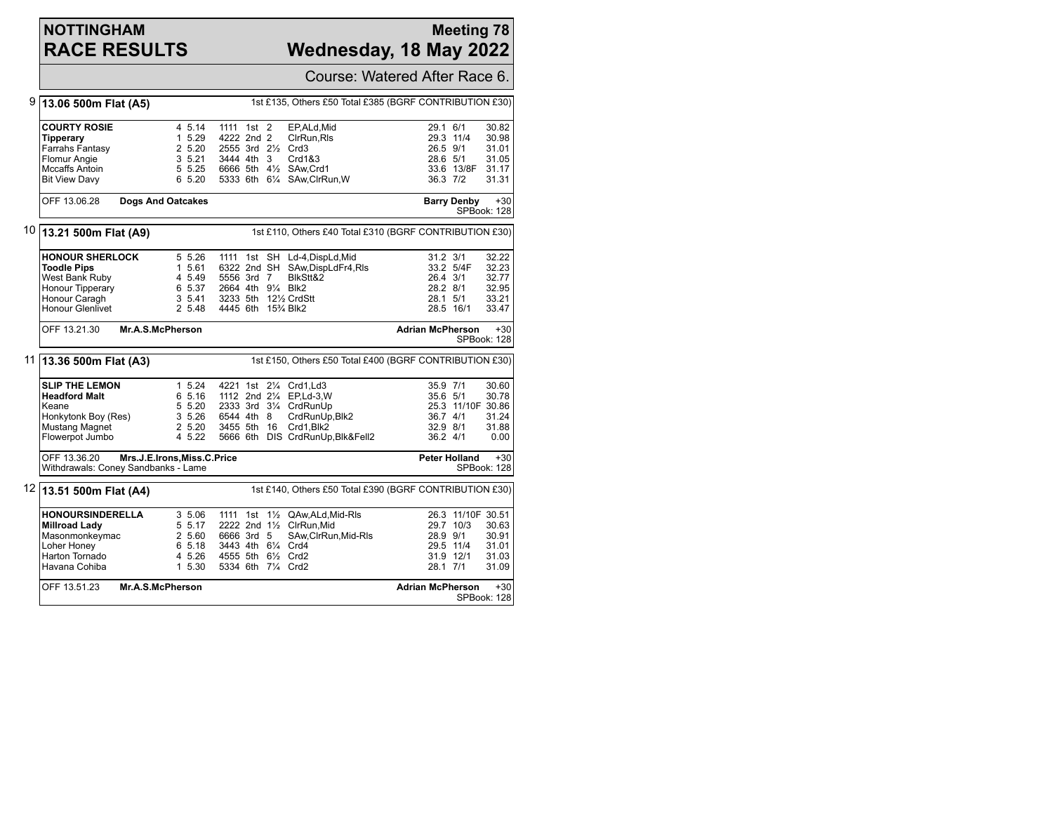# NOTTINGHAM RACE RESULTS

## Meeting 78 Wednesday, 18 May 2022

Course: Watered After Race 6.

### 9 13.06 500m Flat (A5)

1st £135, Others £50 Total £385 (BGRF CONTRIBUTION £30)

| | | | | | | | | | |
|---|---|---|---|---|---|---|---|---|---|
| **COURTY ROSIE** | 4 5.14 | 1111 | 1st | 2 | EP,ALd,Mid | 29.1 | 6/1 | 30.82 |
| **Tipperary** | 1 5.29 | 4222 | 2nd | 2 | ClrRun,Rls | 29.3 | 11/4 | 30.98 |
| Farrahs Fantasy | 2 5.20 | 2555 | 3rd | 2½ | Crd3 | 26.5 | 9/1 | 31.01 |
| Flomur Angie | 3 5.21 | 3444 | 4th | 3 | Crd1&3 | 28.6 | 5/1 | 31.05 |
| Mccaffs Antoin | 5 5.25 | 6666 | 5th | 4½ | SAw,Crd1 | 33.6 | 13/8F | 31.17 |
| Bit View Davy | 6 5.20 | 5333 | 6th | 6¼ | SAw,ClrRun,W | 36.3 | 7/2 | 31.31 |

OFF 13.06.28 **Dogs And Oatcakes** **Barry Denby** +30 SPBook: 128

### 10 13.21 500m Flat (A9)

1st £110, Others £40 Total £310 (BGRF CONTRIBUTION £30)

| | | | | | | | | |
|---|---|---|---|---|---|---|---|---|
| **HONOUR SHERLOCK** | 5 5.26 | 1111 | 1st | SH | Ld-4,DispLd,Mid | 31.2 | 3/1 | 32.22 |
| **Toodle Pips** | 1 5.61 | 6322 | 2nd | SH | SAw,DispLdFr4,Rls | 33.2 | 5/4F | 32.23 |
| West Bank Ruby | 4 5.49 | 5556 | 3rd | 7 | BlkStt&2 | 26.4 | 3/1 | 32.77 |
| Honour Tipperary | 6 5.37 | 2664 | 4th | 9¼ | Blk2 | 28.2 | 8/1 | 32.95 |
| Honour Caragh | 3 5.41 | 3233 | 5th | 12½ | CrdStt | 28.1 | 5/1 | 33.21 |
| Honour Glenlivet | 2 5.48 | 4445 | 6th | 15¾ | Blk2 | 28.5 | 16/1 | 33.47 |

OFF 13.21.30 **Mr.A.S.McPherson** **Adrian McPherson** +30 SPBook: 128

### 11 13.36 500m Flat (A3)

1st £150, Others £50 Total £400 (BGRF CONTRIBUTION £30)

| | | | | | | | | |
|---|---|---|---|---|---|---|---|---|
| **SLIP THE LEMON** | 1 5.24 | 4221 | 1st | 2¼ | Crd1,Ld3 | 35.9 | 7/1 | 30.60 |
| **Headford Malt** | 6 5.16 | 1112 | 2nd | 2¼ | EP,Ld-3,W | 35.6 | 5/1 | 30.78 |
| Keane | 5 5.20 | 2333 | 3rd | 3¼ | CrdRunUp | 25.3 | 11/10F | 30.86 |
| Honkytonk Boy (Res) | 3 5.26 | 6544 | 4th | 8 | CrdRunUp,Blk2 | 36.7 | 4/1 | 31.24 |
| Mustang Magnet | 2 5.20 | 3455 | 5th | 16 | Crd1,Blk2 | 32.9 | 8/1 | 31.88 |
| Flowerpot Jumbo | 4 5.22 | 5666 | 6th | DIS | CrdRunUp,Blk&Fell2 | 36.2 | 4/1 | 0.00 |

OFF 13.36.20 **Mrs.J.E.Irons,Miss.C.Price** **Peter Holland** +30
Withdrawals: Coney Sandbanks - Lame SPBook: 128

### 12 13.51 500m Flat (A4)

1st £140, Others £50 Total £390 (BGRF CONTRIBUTION £30)

| | | | | | | | | |
|---|---|---|---|---|---|---|---|---|
| **HONOURSINDERELLA** | 3 5.06 | 1111 | 1st | 1½ | QAw,ALd,Mid-Rls | 26.3 | 11/10F | 30.51 |
| **Millroad Lady** | 5 5.17 | 2222 | 2nd | 1½ | ClrRun,Mid | 29.7 | 10/3 | 30.63 |
| Masonmonkeymac | 2 5.60 | 6666 | 3rd | 5 | SAw,ClrRun,Mid-Rls | 28.9 | 9/1 | 30.91 |
| Loher Honey | 6 5.18 | 3443 | 4th | 6¼ | Crd4 | 29.5 | 11/4 | 31.01 |
| Harton Tornado | 4 5.26 | 4555 | 5th | 6½ | Crd2 | 31.9 | 12/1 | 31.03 |
| Havana Cohiba | 1 5.30 | 5334 | 6th | 7¼ | Crd2 | 28.1 | 7/1 | 31.09 |

OFF 13.51.23 **Mr.A.S.McPherson** **Adrian McPherson** +30 SPBook: 128